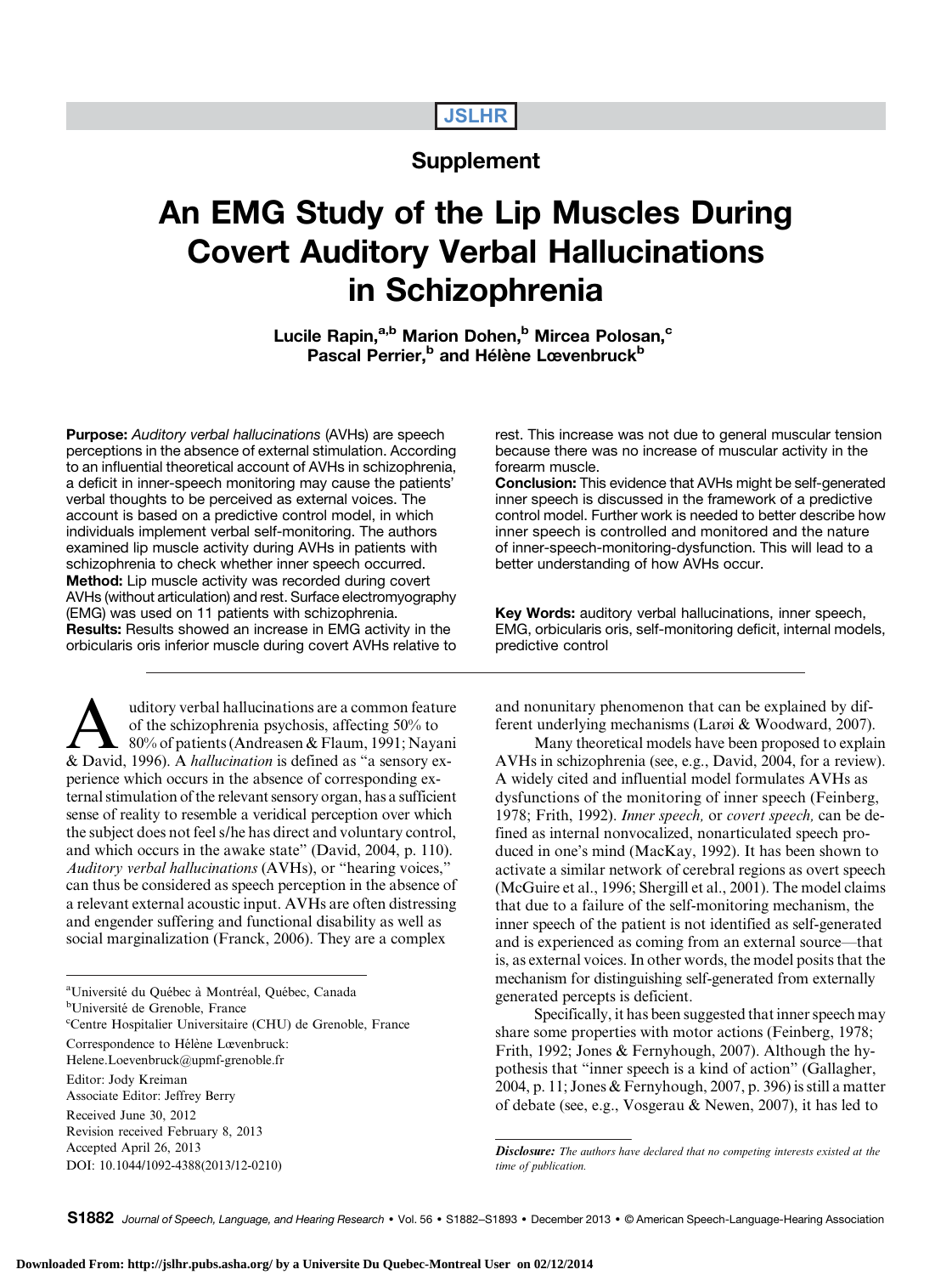Supplement

# An EMG Study of the Lip Muscles During Covert Auditory Verbal Hallucinations in Schizophrenia

**Lucile Rapin,[a,b] Marion Dohen,[b] Mircea Polosan,[c] Pascal Perrier,[b] and Hélène Lœvenbruck[b]**

**Purpose:** *Auditory verbal hallucinations* (AVHs) are speech perceptions in the absence of external stimulation. According to an influential theoretical account of AVHs in schizophrenia, a deficit in inner-speech monitoring may cause the patients' verbal thoughts to be perceived as external voices. The account is based on a predictive control model, in which individuals implement verbal self-monitoring. The authors examined lip muscle activity during AVHs in patients with schizophrenia to check whether inner speech occurred.

**Method:** Lip muscle activity was recorded during covert AVHs (without articulation) and rest. Surface electromyography (EMG) was used on 11 patients with schizophrenia.

**Results:** Results showed an increase in EMG activity in the orbicularis oris inferior muscle during covert AVHs relative to rest. This increase was not due to general muscular tension because there was no increase of muscular activity in the forearm muscle.

**Conclusion:** This evidence that AVHs might be self-generated inner speech is discussed in the framework of a predictive control model. Further work is needed to better describe how inner speech is controlled and monitored and the nature of inner-speech-monitoring-dysfunction. This will lead to a better understanding of how AVHs occur.

**Key Words:** auditory verbal hallucinations, inner speech, EMG, orbicularis oris, self-monitoring deficit, internal models, predictive control

Auditory verbal hallucinations are a common feature of the schizophrenia psychosis, affecting 50% to 80% of patients (Andreasen & Flaum, 1991; Nayani & David, 1996). A *hallucination* is defined as "a sensory experience which occurs in the absence of corresponding external stimulation of the relevant sensory organ, has a sufficient sense of reality to resemble a veridical perception over which the subject does not feel s/he has direct and voluntary control, and which occurs in the awake state" (David, 2004, p. 110). *Auditory verbal hallucinations* (AVHs), or "hearing voices," can thus be considered as speech perception in the absence of a relevant external acoustic input. AVHs are often distressing and engender suffering and functional disability as well as social marginalization (Franck, 2006). They are a complex and nonunitary phenomenon that can be explained by different underlying mechanisms (Larøi & Woodward, 2007).

Many theoretical models have been proposed to explain AVHs in schizophrenia (see, e.g., David, 2004, for a review). A widely cited and influential model formulates AVHs as dysfunctions of the monitoring of inner speech (Feinberg, 1978; Frith, 1992). *Inner speech,* or *covert speech,* can be defined as internal nonvocalized, nonarticulated speech produced in one's mind (MacKay, 1992). It has been shown to activate a similar network of cerebral regions as overt speech (McGuire et al., 1996; Shergill et al., 2001). The model claims that due to a failure of the self-monitoring mechanism, the inner speech of the patient is not identified as self-generated and is experienced as coming from an external source—that is, as external voices. In other words, the model posits that the mechanism for distinguishing self-generated from externally generated percepts is deficient.

Specifically, it has been suggested that inner speech may share some properties with motor actions (Feinberg, 1978; Frith, 1992; Jones & Fernyhough, 2007). Although the hypothesis that "inner speech is a kind of action" (Gallagher, 2004, p. 11; Jones & Fernyhough, 2007, p. 396) is still a matter of debate (see, e.g., Vosgerau & Newen, 2007), it has led to

[a]Université du Québec à Montréal, Québec, Canada
[b]Université de Grenoble, France
[c]Centre Hospitalier Universitaire (CHU) de Grenoble, France

Correspondence to Hélène Lœvenbruck: Helene.Loevenbruck@upmf-grenoble.fr

Editor: Jody Kreiman
Associate Editor: Jeffrey Berry

Received June 30, 2012
Revision received February 8, 2013
Accepted April 26, 2013
DOI: 10.1044/1092-4388(2013/12-0210)

*Disclosure: The authors have declared that no competing interests existed at the time of publication.*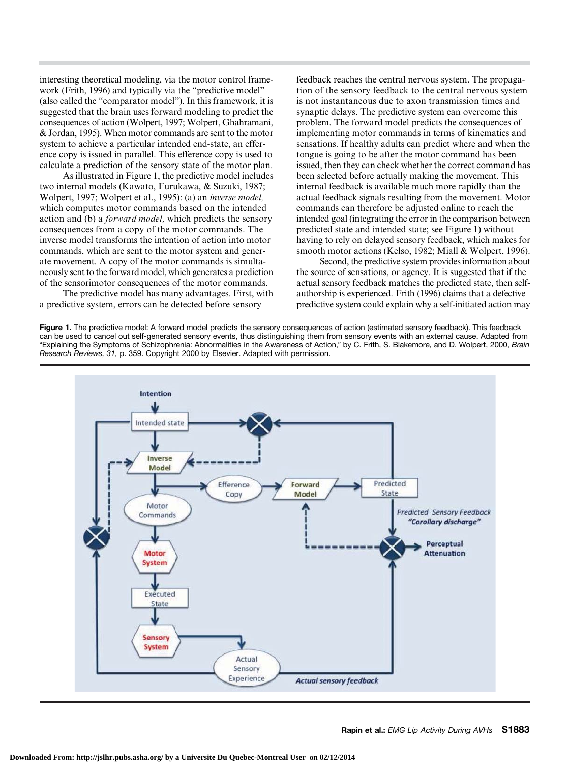interesting theoretical modeling, via the motor control framework (Frith, 1996) and typically via the "predictive model" (also called the "comparator model"). In this framework, it is suggested that the brain uses forward modeling to predict the consequences of action (Wolpert, 1997; Wolpert, Ghahramani, & Jordan, 1995). When motor commands are sent to the motor system to achieve a particular intended end-state, an efference copy is issued in parallel. This efference copy is used to calculate a prediction of the sensory state of the motor plan.

As illustrated in Figure 1, the predictive model includes two internal models (Kawato, Furukawa, & Suzuki, 1987; Wolpert, 1997; Wolpert et al., 1995): (a) an *inverse model,* which computes motor commands based on the intended action and (b) a *forward model,* which predicts the sensory consequences from a copy of the motor commands. The inverse model transforms the intention of action into motor commands, which are sent to the motor system and generate movement. A copy of the motor commands is simultaneously sent to the forward model, which generates a prediction of the sensorimotor consequences of the motor commands.

The predictive model has many advantages. First, with a predictive system, errors can be detected before sensory feedback reaches the central nervous system. The propagation of the sensory feedback to the central nervous system is not instantaneous due to axon transmission times and synaptic delays. The predictive system can overcome this problem. The forward model predicts the consequences of implementing motor commands in terms of kinematics and sensations. If healthy adults can predict where and when the tongue is going to be after the motor command has been issued, then they can check whether the correct command has been selected before actually making the movement. This internal feedback is available much more rapidly than the actual feedback signals resulting from the movement. Motor commands can therefore be adjusted online to reach the intended goal (integrating the error in the comparison between predicted state and intended state; see Figure 1) without having to rely on delayed sensory feedback, which makes for smooth motor actions (Kelso, 1982; Miall & Wolpert, 1996).

Second, the predictive system provides information about the source of sensations, or agency. It is suggested that if the actual sensory feedback matches the predicted state, then self-authorship is experienced. Frith (1996) claims that a defective predictive system could explain why a self-initiated action may

**Figure 1.** The predictive model: A forward model predicts the sensory consequences of action (estimated sensory feedback). This feedback can be used to cancel out self-generated sensory events, thus distinguishing them from sensory events with an external cause. Adapted from "Explaining the Symptoms of Schizophrenia: Abnormalities in the Awareness of Action," by C. Frith, S. Blakemore, and D. Wolpert, 2000, *Brain Research Reviews, 31,* p. 359. Copyright 2000 by Elsevier. Adapted with permission.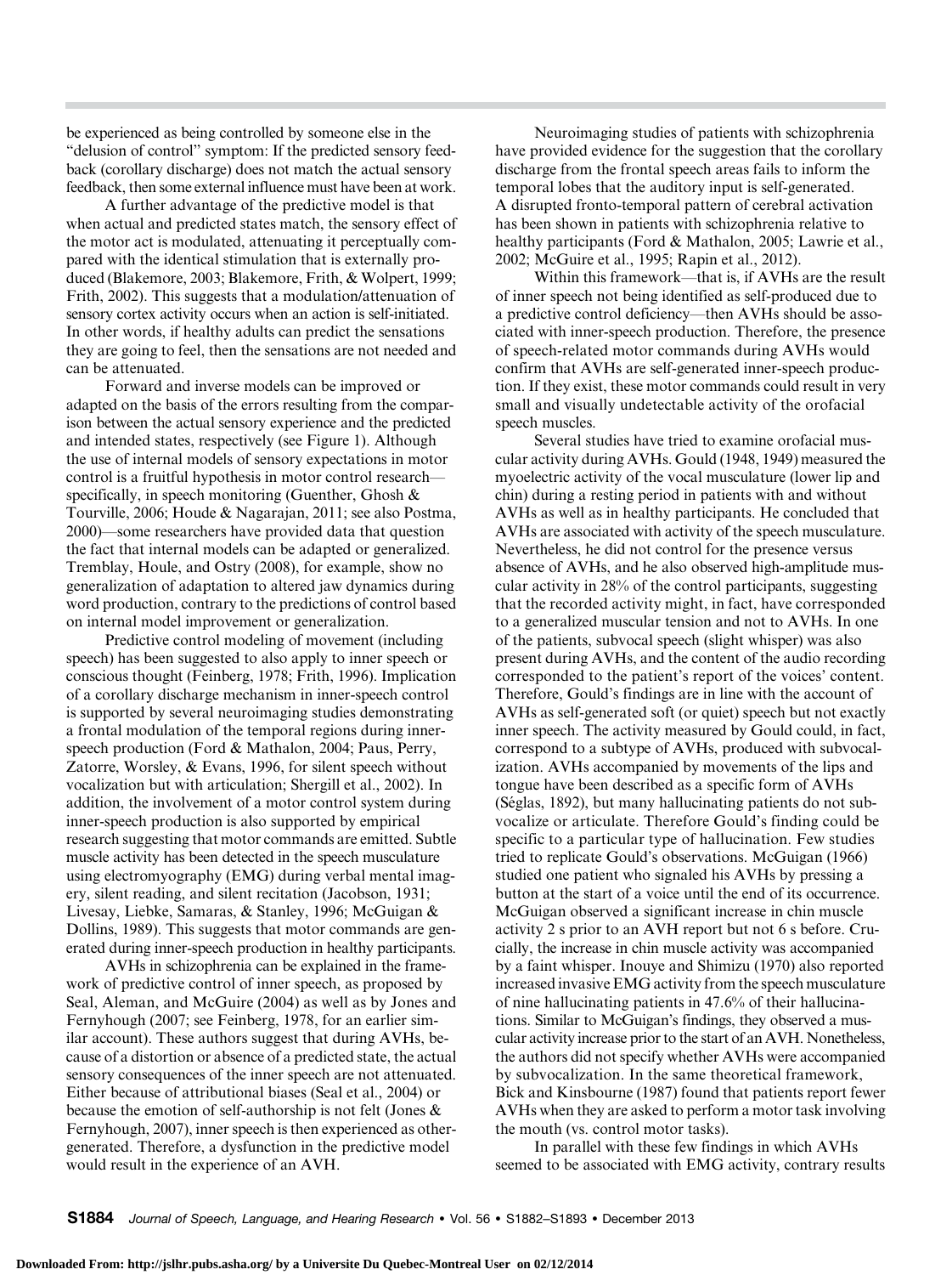be experienced as being controlled by someone else in the "delusion of control" symptom: If the predicted sensory feedback (corollary discharge) does not match the actual sensory feedback, then some external influence must have been at work.

A further advantage of the predictive model is that when actual and predicted states match, the sensory effect of the motor act is modulated, attenuating it perceptually compared with the identical stimulation that is externally produced (Blakemore, 2003; Blakemore, Frith, & Wolpert, 1999; Frith, 2002). This suggests that a modulation/attenuation of sensory cortex activity occurs when an action is self-initiated. In other words, if healthy adults can predict the sensations they are going to feel, then the sensations are not needed and can be attenuated.

Forward and inverse models can be improved or adapted on the basis of the errors resulting from the comparison between the actual sensory experience and the predicted and intended states, respectively (see Figure 1). Although the use of internal models of sensory expectations in motor control is a fruitful hypothesis in motor control research—specifically, in speech monitoring (Guenther, Ghosh & Tourville, 2006; Houde & Nagarajan, 2011; see also Postma, 2000)—some researchers have provided data that question the fact that internal models can be adapted or generalized. Tremblay, Houle, and Ostry (2008), for example, show no generalization of adaptation to altered jaw dynamics during word production, contrary to the predictions of control based on internal model improvement or generalization.

Predictive control modeling of movement (including speech) has been suggested to also apply to inner speech or conscious thought (Feinberg, 1978; Frith, 1996). Implication of a corollary discharge mechanism in inner-speech control is supported by several neuroimaging studies demonstrating a frontal modulation of the temporal regions during inner-speech production (Ford & Mathalon, 2004; Paus, Perry, Zatorre, Worsley, & Evans, 1996, for silent speech without vocalization but with articulation; Shergill et al., 2002). In addition, the involvement of a motor control system during inner-speech production is also supported by empirical research suggesting that motor commands are emitted. Subtle muscle activity has been detected in the speech musculature using electromyography (EMG) during verbal mental imagery, silent reading, and silent recitation (Jacobson, 1931; Livesay, Liebke, Samaras, & Stanley, 1996; McGuigan & Dollins, 1989). This suggests that motor commands are generated during inner-speech production in healthy participants.

AVHs in schizophrenia can be explained in the framework of predictive control of inner speech, as proposed by Seal, Aleman, and McGuire (2004) as well as by Jones and Fernyhough (2007; see Feinberg, 1978, for an earlier similar account). These authors suggest that during AVHs, because of a distortion or absence of a predicted state, the actual sensory consequences of the inner speech are not attenuated. Either because of attributional biases (Seal et al., 2004) or because the emotion of self-authorship is not felt (Jones & Fernyhough, 2007), inner speech is then experienced as other-generated. Therefore, a dysfunction in the predictive model would result in the experience of an AVH.

Neuroimaging studies of patients with schizophrenia have provided evidence for the suggestion that the corollary discharge from the frontal speech areas fails to inform the temporal lobes that the auditory input is self-generated. A disrupted fronto-temporal pattern of cerebral activation has been shown in patients with schizophrenia relative to healthy participants (Ford & Mathalon, 2005; Lawrie et al., 2002; McGuire et al., 1995; Rapin et al., 2012).

Within this framework—that is, if AVHs are the result of inner speech not being identified as self-produced due to a predictive control deficiency—then AVHs should be associated with inner-speech production. Therefore, the presence of speech-related motor commands during AVHs would confirm that AVHs are self-generated inner-speech production. If they exist, these motor commands could result in very small and visually undetectable activity of the orofacial speech muscles.

Several studies have tried to examine orofacial muscular activity during AVHs. Gould (1948, 1949) measured the myoelectric activity of the vocal musculature (lower lip and chin) during a resting period in patients with and without AVHs as well as in healthy participants. He concluded that AVHs are associated with activity of the speech musculature. Nevertheless, he did not control for the presence versus absence of AVHs, and he also observed high-amplitude muscular activity in 28% of the control participants, suggesting that the recorded activity might, in fact, have corresponded to a generalized muscular tension and not to AVHs. In one of the patients, subvocal speech (slight whisper) was also present during AVHs, and the content of the audio recording corresponded to the patient's report of the voices' content. Therefore, Gould's findings are in line with the account of AVHs as self-generated soft (or quiet) speech but not exactly inner speech. The activity measured by Gould could, in fact, correspond to a subtype of AVHs, produced with subvocalization. AVHs accompanied by movements of the lips and tongue have been described as a specific form of AVHs (Séglas, 1892), but many hallucinating patients do not subvocalize or articulate. Therefore Gould's finding could be specific to a particular type of hallucination. Few studies tried to replicate Gould's observations. McGuigan (1966) studied one patient who signaled his AVHs by pressing a button at the start of a voice until the end of its occurrence. McGuigan observed a significant increase in chin muscle activity 2 s prior to an AVH report but not 6 s before. Crucially, the increase in chin muscle activity was accompanied by a faint whisper. Inouye and Shimizu (1970) also reported increased invasive EMG activity from the speech musculature of nine hallucinating patients in 47.6% of their hallucinations. Similar to McGuigan's findings, they observed a muscular activity increase prior to the start of an AVH. Nonetheless, the authors did not specify whether AVHs were accompanied by subvocalization. In the same theoretical framework, Bick and Kinsbourne (1987) found that patients report fewer AVHs when they are asked to perform a motor task involving the mouth (vs. control motor tasks).

In parallel with these few findings in which AVHs seemed to be associated with EMG activity, contrary results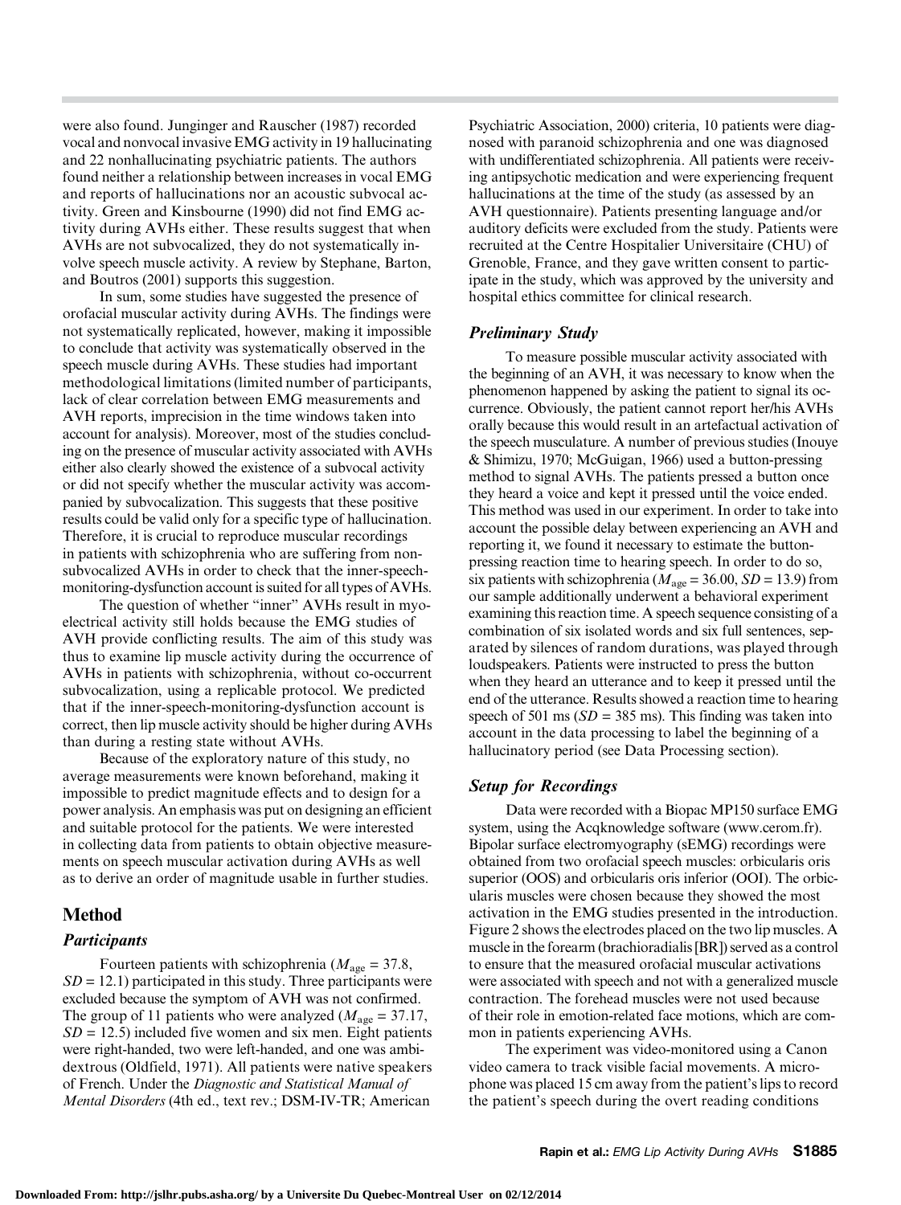were also found. Junginger and Rauscher (1987) recorded vocal and nonvocal invasive EMG activity in 19 hallucinating and 22 nonhallucinating psychiatric patients. The authors found neither a relationship between increases in vocal EMG and reports of hallucinations nor an acoustic subvocal activity. Green and Kinsbourne (1990) did not find EMG activity during AVHs either. These results suggest that when AVHs are not subvocalized, they do not systematically involve speech muscle activity. A review by Stephane, Barton, and Boutros (2001) supports this suggestion.

In sum, some studies have suggested the presence of orofacial muscular activity during AVHs. The findings were not systematically replicated, however, making it impossible to conclude that activity was systematically observed in the speech muscle during AVHs. These studies had important methodological limitations (limited number of participants, lack of clear correlation between EMG measurements and AVH reports, imprecision in the time windows taken into account for analysis). Moreover, most of the studies concluding on the presence of muscular activity associated with AVHs either also clearly showed the existence of a subvocal activity or did not specify whether the muscular activity was accompanied by subvocalization. This suggests that these positive results could be valid only for a specific type of hallucination. Therefore, it is crucial to reproduce muscular recordings in patients with schizophrenia who are suffering from non-subvocalized AVHs in order to check that the inner-speech-monitoring-dysfunction account is suited for all types of AVHs.

The question of whether "inner" AVHs result in myoelectrical activity still holds because the EMG studies of AVH provide conflicting results. The aim of this study was thus to examine lip muscle activity during the occurrence of AVHs in patients with schizophrenia, without co-occurrent subvocalization, using a replicable protocol. We predicted that if the inner-speech-monitoring-dysfunction account is correct, then lip muscle activity should be higher during AVHs than during a resting state without AVHs.

Because of the exploratory nature of this study, no average measurements were known beforehand, making it impossible to predict magnitude effects and to design for a power analysis. An emphasis was put on designing an efficient and suitable protocol for the patients. We were interested in collecting data from patients to obtain objective measurements on speech muscular activation during AVHs as well as to derive an order of magnitude usable in further studies.

## Method

### *Participants*

Fourteen patients with schizophrenia ($M_{\text{age}} = 37.8$, $SD = 12.1$) participated in this study. Three participants were excluded because the symptom of AVH was not confirmed. The group of 11 patients who were analyzed ($M_{\text{age}} = 37.17$, $SD = 12.5$) included five women and six men. Eight patients were right-handed, two were left-handed, and one was ambidextrous (Oldfield, 1971). All patients were native speakers of French. Under the *Diagnostic and Statistical Manual of Mental Disorders* (4th ed., text rev.; DSM-IV-TR; American Psychiatric Association, 2000) criteria, 10 patients were diagnosed with paranoid schizophrenia and one was diagnosed with undifferentiated schizophrenia. All patients were receiving antipsychotic medication and were experiencing frequent hallucinations at the time of the study (as assessed by an AVH questionnaire). Patients presenting language and/or auditory deficits were excluded from the study. Patients were recruited at the Centre Hospitalier Universitaire (CHU) of Grenoble, France, and they gave written consent to participate in the study, which was approved by the university and hospital ethics committee for clinical research.

### *Preliminary Study*

To measure possible muscular activity associated with the beginning of an AVH, it was necessary to know when the phenomenon happened by asking the patient to signal its occurrence. Obviously, the patient cannot report her/his AVHs orally because this would result in an artefactual activation of the speech musculature. A number of previous studies (Inouye & Shimizu, 1970; McGuigan, 1966) used a button-pressing method to signal AVHs. The patients pressed a button once they heard a voice and kept it pressed until the voice ended. This method was used in our experiment. In order to take into account the possible delay between experiencing an AVH and reporting it, we found it necessary to estimate the button-pressing reaction time to hearing speech. In order to do so, six patients with schizophrenia ($M_{\text{age}} = 36.00$, $SD = 13.9$) from our sample additionally underwent a behavioral experiment examining this reaction time. A speech sequence consisting of a combination of six isolated words and six full sentences, separated by silences of random durations, was played through loudspeakers. Patients were instructed to press the button when they heard an utterance and to keep it pressed until the end of the utterance. Results showed a reaction time to hearing speech of 501 ms ($SD = 385$ ms). This finding was taken into account in the data processing to label the beginning of a hallucinatory period (see Data Processing section).

### *Setup for Recordings*

Data were recorded with a Biopac MP150 surface EMG system, using the Acqknowledge software (www.cerom.fr). Bipolar surface electromyography (sEMG) recordings were obtained from two orofacial speech muscles: orbicularis oris superior (OOS) and orbicularis oris inferior (OOI). The orbicularis muscles were chosen because they showed the most activation in the EMG studies presented in the introduction. Figure 2 shows the electrodes placed on the two lip muscles. A muscle in the forearm (brachioradialis [BR]) served as a control to ensure that the measured orofacial muscular activations were associated with speech and not with a generalized muscle contraction. The forehead muscles were not used because of their role in emotion-related face motions, which are common in patients experiencing AVHs.

The experiment was video-monitored using a Canon video camera to track visible facial movements. A microphone was placed 15 cm away from the patient's lips to record the patient's speech during the overt reading conditions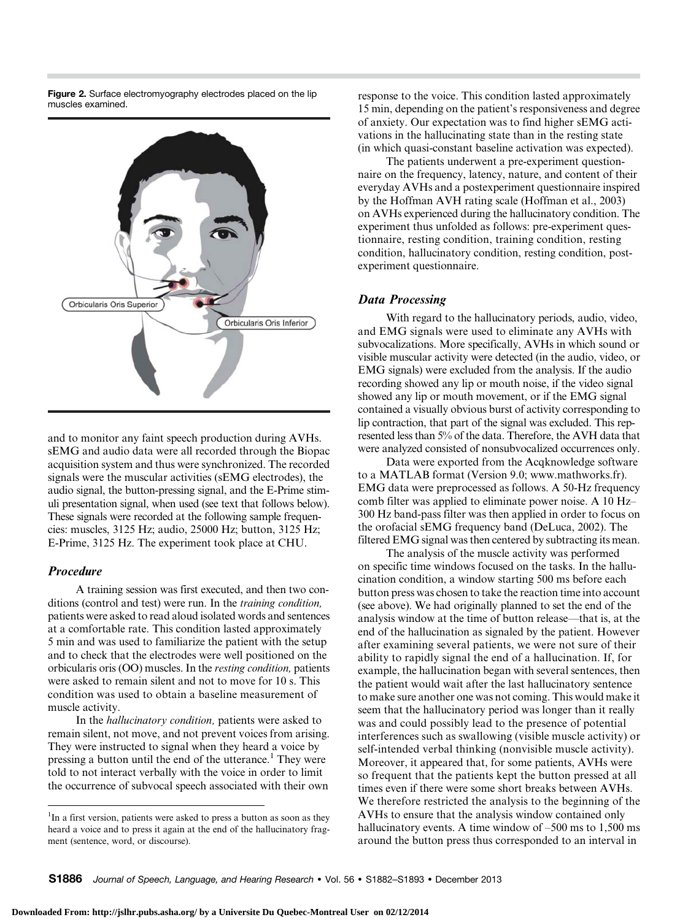**Figure 2.** Surface electromyography electrodes placed on the lip muscles examined.

and to monitor any faint speech production during AVHs. sEMG and audio data were all recorded through the Biopac acquisition system and thus were synchronized. The recorded signals were the muscular activities (sEMG electrodes), the audio signal, the button-pressing signal, and the E-Prime stimuli presentation signal, when used (see text that follows below). These signals were recorded at the following sample frequencies: muscles, 3125 Hz; audio, 25000 Hz; button, 3125 Hz; E-Prime, 3125 Hz. The experiment took place at CHU.

### Procedure

A training session was first executed, and then two conditions (control and test) were run. In the *training condition,* patients were asked to read aloud isolated words and sentences at a comfortable rate. This condition lasted approximately 5 min and was used to familiarize the patient with the setup and to check that the electrodes were well positioned on the orbicularis oris (OO) muscles. In the *resting condition,* patients were asked to remain silent and not to move for 10 s. This condition was used to obtain a baseline measurement of muscle activity.

In the *hallucinatory condition,* patients were asked to remain silent, not move, and not prevent voices from arising. They were instructed to signal when they heard a voice by pressing a button until the end of the utterance.[1] They were told to not interact verbally with the voice in order to limit the occurrence of subvocal speech associated with their own response to the voice. This condition lasted approximately 15 min, depending on the patient's responsiveness and degree of anxiety. Our expectation was to find higher sEMG activations in the hallucinating state than in the resting state (in which quasi-constant baseline activation was expected).

The patients underwent a pre-experiment questionnaire on the frequency, latency, nature, and content of their everyday AVHs and a postexperiment questionnaire inspired by the Hoffman AVH rating scale (Hoffman et al., 2003) on AVHs experienced during the hallucinatory condition. The experiment thus unfolded as follows: pre-experiment questionnaire, resting condition, training condition, resting condition, hallucinatory condition, resting condition, post-experiment questionnaire.

### Data Processing

With regard to the hallucinatory periods, audio, video, and EMG signals were used to eliminate any AVHs with subvocalizations. More specifically, AVHs in which sound or visible muscular activity were detected (in the audio, video, or EMG signals) were excluded from the analysis. If the audio recording showed any lip or mouth noise, if the video signal showed any lip or mouth movement, or if the EMG signal contained a visually obvious burst of activity corresponding to lip contraction, that part of the signal was excluded. This represented less than 5% of the data. Therefore, the AVH data that were analyzed consisted of nonsubvocalized occurrences only.

Data were exported from the Acqknowledge software to a MATLAB format (Version 9.0; www.mathworks.fr). EMG data were preprocessed as follows. A 50-Hz frequency comb filter was applied to eliminate power noise. A 10 Hz–300 Hz band-pass filter was then applied in order to focus on the orofacial sEMG frequency band (DeLuca, 2002). The filtered EMG signal was then centered by subtracting its mean.

The analysis of the muscle activity was performed on specific time windows focused on the tasks. In the hallucination condition, a window starting 500 ms before each button press was chosen to take the reaction time into account (see above). We had originally planned to set the end of the analysis window at the time of button release—that is, at the end of the hallucination as signaled by the patient. However after examining several patients, we were not sure of their ability to rapidly signal the end of a hallucination. If, for example, the hallucination began with several sentences, then the patient would wait after the last hallucinatory sentence to make sure another one was not coming. This would make it seem that the hallucinatory period was longer than it really was and could possibly lead to the presence of potential interferences such as swallowing (visible muscle activity) or self-intended verbal thinking (nonvisible muscle activity). Moreover, it appeared that, for some patients, AVHs were so frequent that the patients kept the button pressed at all times even if there were some short breaks between AVHs. We therefore restricted the analysis to the beginning of the AVHs to ensure that the analysis window contained only hallucinatory events. A time window of –500 ms to 1,500 ms around the button press thus corresponded to an interval in

[1] In a first version, patients were asked to press a button as soon as they heard a voice and to press it again at the end of the hallucinatory fragment (sentence, word, or discourse).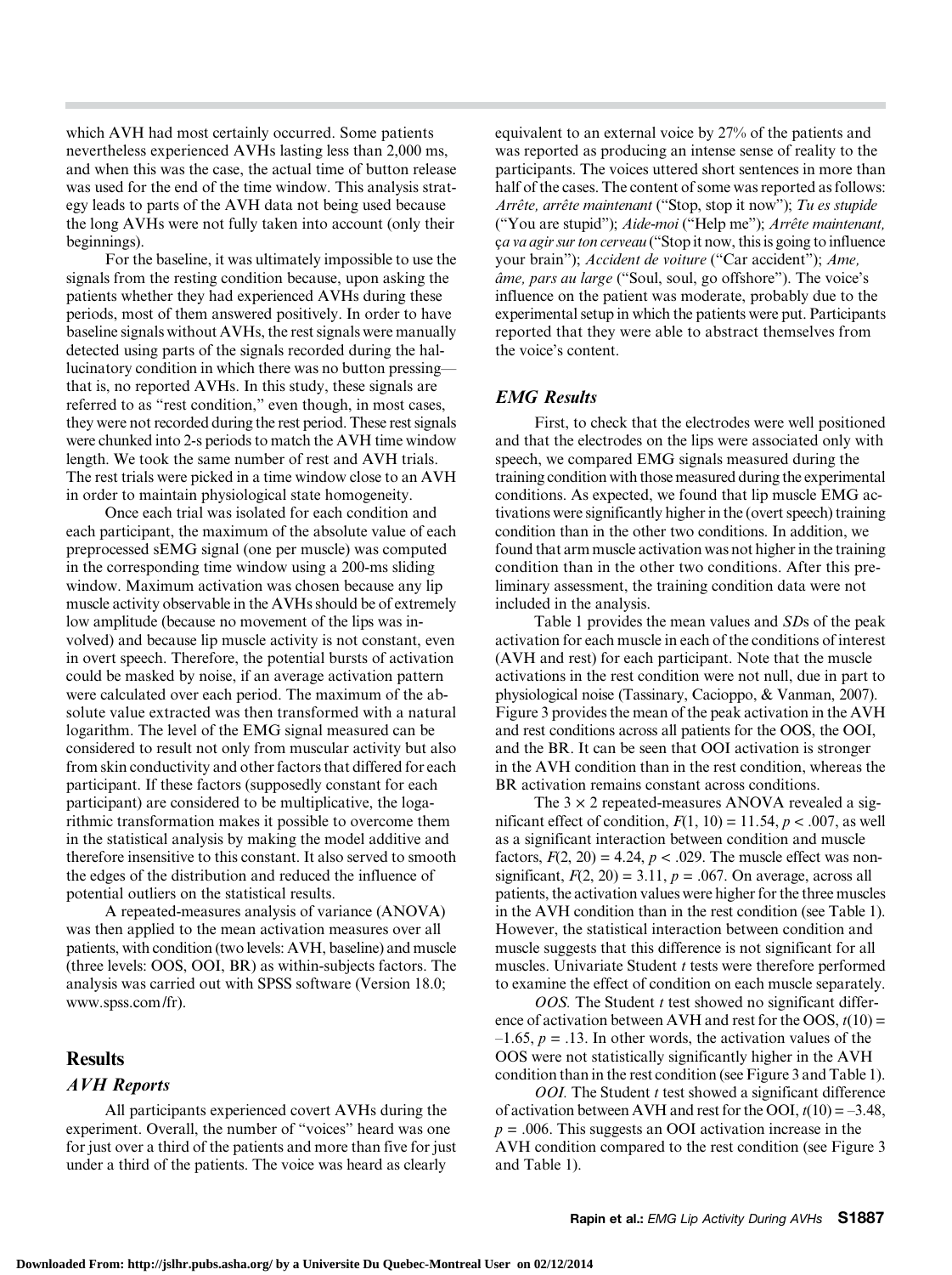which AVH had most certainly occurred. Some patients nevertheless experienced AVHs lasting less than 2,000 ms, and when this was the case, the actual time of button release was used for the end of the time window. This analysis strategy leads to parts of the AVH data not being used because the long AVHs were not fully taken into account (only their beginnings).

For the baseline, it was ultimately impossible to use the signals from the resting condition because, upon asking the patients whether they had experienced AVHs during these periods, most of them answered positively. In order to have baseline signals without AVHs, the rest signals were manually detected using parts of the signals recorded during the hallucinatory condition in which there was no button pressing—that is, no reported AVHs. In this study, these signals are referred to as "rest condition," even though, in most cases, they were not recorded during the rest period. These rest signals were chunked into 2-s periods to match the AVH time window length. We took the same number of rest and AVH trials. The rest trials were picked in a time window close to an AVH in order to maintain physiological state homogeneity.

Once each trial was isolated for each condition and each participant, the maximum of the absolute value of each preprocessed sEMG signal (one per muscle) was computed in the corresponding time window using a 200-ms sliding window. Maximum activation was chosen because any lip muscle activity observable in the AVHs should be of extremely low amplitude (because no movement of the lips was involved) and because lip muscle activity is not constant, even in overt speech. Therefore, the potential bursts of activation could be masked by noise, if an average activation pattern were calculated over each period. The maximum of the absolute value extracted was then transformed with a natural logarithm. The level of the EMG signal measured can be considered to result not only from muscular activity but also from skin conductivity and other factors that differed for each participant. If these factors (supposedly constant for each participant) are considered to be multiplicative, the logarithmic transformation makes it possible to overcome them in the statistical analysis by making the model additive and therefore insensitive to this constant. It also served to smooth the edges of the distribution and reduced the influence of potential outliers on the statistical results.

A repeated-measures analysis of variance (ANOVA) was then applied to the mean activation measures over all patients, with condition (two levels: AVH, baseline) and muscle (three levels: OOS, OOI, BR) as within-subjects factors. The analysis was carried out with SPSS software (Version 18.0; www.spss.com/fr).

## Results

### AVH Reports

All participants experienced covert AVHs during the experiment. Overall, the number of "voices" heard was one for just over a third of the patients and more than five for just under a third of the patients. The voice was heard as clearly equivalent to an external voice by 27% of the patients and was reported as producing an intense sense of reality to the participants. The voices uttered short sentences in more than half of the cases. The content of some was reported as follows: *Arrête, arrête maintenant* ("Stop, stop it now"); *Tu es stupide* ("You are stupid"); *Aide-moi* ("Help me"); *Arrête maintenant, ça va agir sur ton cerveau* ("Stop it now, this is going to influence your brain"); *Accident de voiture* ("Car accident"); *Ame, âme, pars au large* ("Soul, soul, go offshore"). The voice's influence on the patient was moderate, probably due to the experimental setup in which the patients were put. Participants reported that they were able to abstract themselves from the voice's content.

### EMG Results

First, to check that the electrodes were well positioned and that the electrodes on the lips were associated only with speech, we compared EMG signals measured during the training condition with those measured during the experimental conditions. As expected, we found that lip muscle EMG activations were significantly higher in the (overt speech) training condition than in the other two conditions. In addition, we found that arm muscle activation was not higher in the training condition than in the other two conditions. After this preliminary assessment, the training condition data were not included in the analysis.

Table 1 provides the mean values and *SD*s of the peak activation for each muscle in each of the conditions of interest (AVH and rest) for each participant. Note that the muscle activations in the rest condition were not null, due in part to physiological noise (Tassinary, Cacioppo, & Vanman, 2007). Figure 3 provides the mean of the peak activation in the AVH and rest conditions across all patients for the OOS, the OOI, and the BR. It can be seen that OOI activation is stronger in the AVH condition than in the rest condition, whereas the BR activation remains constant across conditions.

The $3 \times 2$ repeated-measures ANOVA revealed a significant effect of condition, $F(1, 10) = 11.54$, $p < .007$, as well as a significant interaction between condition and muscle factors, $F(2, 20) = 4.24$, $p < .029$. The muscle effect was nonsignificant, $F(2, 20) = 3.11$, $p = .067$. On average, across all patients, the activation values were higher for the three muscles in the AVH condition than in the rest condition (see Table 1). However, the statistical interaction between condition and muscle suggests that this difference is not significant for all muscles. Univariate Student *t* tests were therefore performed to examine the effect of condition on each muscle separately.

*OOS.* The Student *t* test showed no significant difference of activation between AVH and rest for the OOS, $t(10) = -1.65$, $p = .13$. In other words, the activation values of the OOS were not statistically significantly higher in the AVH condition than in the rest condition (see Figure 3 and Table 1).

*OOI.* The Student *t* test showed a significant difference of activation between AVH and rest for the OOI, $t(10) = -3.48$, $p = .006$. This suggests an OOI activation increase in the AVH condition compared to the rest condition (see Figure 3 and Table 1).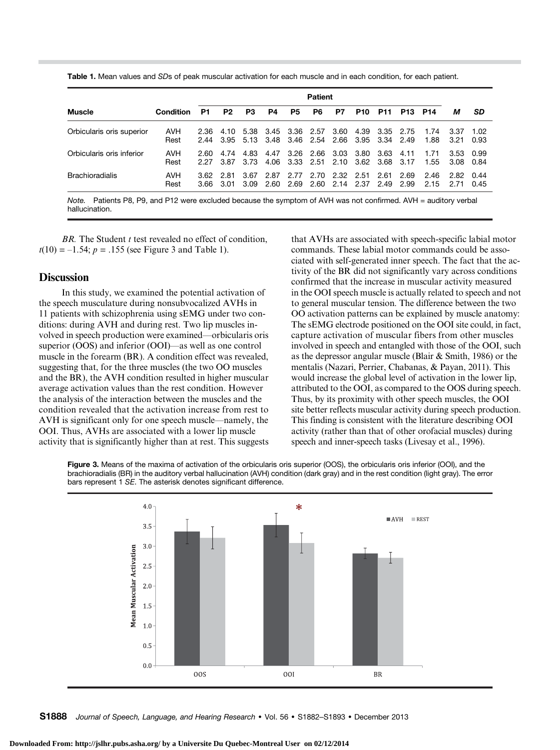**Table 1.** Mean values and *SD*s of peak muscular activation for each muscle and in each condition, for each patient.

| Muscle | Condition | Patient | | | | | | | | | | | | |
|---|---|---|---|---|---|---|---|---|---|---|---|---|---|---|
| | | P1 | P2 | P3 | P4 | P5 | P6 | P7 | P10 | P11 | P13 | P14 | *M* | *SD* |
| Orbicularis oris superior | AVH | 2.36 | 4.10 | 5.38 | 3.45 | 3.36 | 2.57 | 3.60 | 4.39 | 3.35 | 2.75 | 1.74 | 3.37 | 1.02 |
| | Rest | 2.44 | 3.95 | 5.13 | 3.48 | 3.46 | 2.54 | 2.66 | 3.95 | 3.34 | 2.49 | 1.88 | 3.21 | 0.93 |
| Orbicularis oris inferior | AVH | 2.60 | 4.74 | 4.83 | 4.47 | 3.26 | 2.66 | 3.03 | 3.80 | 3.63 | 4.11 | 1.71 | 3.53 | 0.99 |
| | Rest | 2.27 | 3.87 | 3.73 | 4.06 | 3.33 | 2.51 | 2.10 | 3.62 | 3.68 | 3.17 | 1.55 | 3.08 | 0.84 |
| Brachioradialis | AVH | 3.62 | 2.81 | 3.67 | 2.87 | 2.77 | 2.70 | 2.32 | 2.51 | 2.61 | 2.69 | 2.46 | 2.82 | 0.44 |
| | Rest | 3.66 | 3.01 | 3.09 | 2.60 | 2.69 | 2.60 | 2.14 | 2.37 | 2.49 | 2.99 | 2.15 | 2.71 | 0.45 |

*Note.* Patients P8, P9, and P12 were excluded because the symptom of AVH was not confirmed. AVH = auditory verbal hallucination.

*BR.* The Student *t* test revealed no effect of condition, $t(10) = -1.54$; $p = .155$ (see Figure 3 and Table 1).

## Discussion

In this study, we examined the potential activation of the speech musculature during nonsubvocalized AVHs in 11 patients with schizophrenia using sEMG under two conditions: during AVH and during rest. Two lip muscles involved in speech production were examined—orbicularis oris superior (OOS) and inferior (OOI)—as well as one control muscle in the forearm (BR). A condition effect was revealed, suggesting that, for the three muscles (the two OO muscles and the BR), the AVH condition resulted in higher muscular average activation values than the rest condition. However the analysis of the interaction between the muscles and the condition revealed that the activation increase from rest to AVH is significant only for one speech muscle—namely, the OOI. Thus, AVHs are associated with a lower lip muscle activity that is significantly higher than at rest. This suggests that AVHs are associated with speech-specific labial motor commands. These labial motor commands could be associated with self-generated inner speech. The fact that the activity of the BR did not significantly vary across conditions confirmed that the increase in muscular activity measured in the OOI speech muscle is actually related to speech and not to general muscular tension. The difference between the two OO activation patterns can be explained by muscle anatomy: The sEMG electrode positioned on the OOI site could, in fact, capture activation of muscular fibers from other muscles involved in speech and entangled with those of the OOI, such as the depressor angular muscle (Blair & Smith, 1986) or the mentalis (Nazari, Perrier, Chabanas, & Payan, 2011). This would increase the global level of activation in the lower lip, attributed to the OOI, as compared to the OOS during speech. Thus, by its proximity with other speech muscles, the OOI site better reflects muscular activity during speech production. This finding is consistent with the literature describing OOI activity (rather than that of other orofacial muscles) during speech and inner-speech tasks (Livesay et al., 1996).

**Figure 3.** Means of the maxima of activation of the orbicularis oris superior (OOS), the orbicularis oris inferior (OOI), and the brachioradialis (BR) in the auditory verbal hallucination (AVH) condition (dark gray) and in the rest condition (light gray). The error bars represent 1 *SE*. The asterisk denotes significant difference.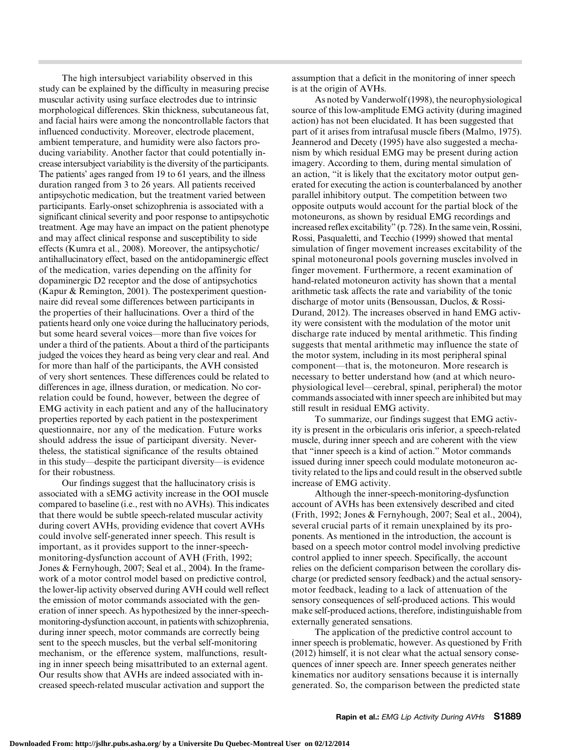The high intersubject variability observed in this study can be explained by the difficulty in measuring precise muscular activity using surface electrodes due to intrinsic morphological differences. Skin thickness, subcutaneous fat, and facial hairs were among the noncontrollable factors that influenced conductivity. Moreover, electrode placement, ambient temperature, and humidity were also factors producing variability. Another factor that could potentially increase intersubject variability is the diversity of the participants. The patients' ages ranged from 19 to 61 years, and the illness duration ranged from 3 to 26 years. All patients received antipsychotic medication, but the treatment varied between participants. Early-onset schizophrenia is associated with a significant clinical severity and poor response to antipsychotic treatment. Age may have an impact on the patient phenotype and may affect clinical response and susceptibility to side effects (Kumra et al., 2008). Moreover, the antipsychotic/antihallucinatory effect, based on the antidopaminergic effect of the medication, varies depending on the affinity for dopaminergic D2 receptor and the dose of antipsychotics (Kapur & Remington, 2001). The postexperiment questionnaire did reveal some differences between participants in the properties of their hallucinations. Over a third of the patients heard only one voice during the hallucinatory periods, but some heard several voices—more than five voices for under a third of the patients. About a third of the participants judged the voices they heard as being very clear and real. And for more than half of the participants, the AVH consisted of very short sentences. These differences could be related to differences in age, illness duration, or medication. No correlation could be found, however, between the degree of EMG activity in each patient and any of the hallucinatory properties reported by each patient in the postexperiment questionnaire, nor any of the medication. Future works should address the issue of participant diversity. Nevertheless, the statistical significance of the results obtained in this study—despite the participant diversity—is evidence for their robustness.

Our findings suggest that the hallucinatory crisis is associated with a sEMG activity increase in the OOI muscle compared to baseline (i.e., rest with no AVHs). This indicates that there would be subtle speech-related muscular activity during covert AVHs, providing evidence that covert AVHs could involve self-generated inner speech. This result is important, as it provides support to the inner-speech-monitoring-dysfunction account of AVH (Frith, 1992; Jones & Fernyhough, 2007; Seal et al., 2004). In the framework of a motor control model based on predictive control, the lower-lip activity observed during AVH could well reflect the emission of motor commands associated with the generation of inner speech. As hypothesized by the inner-speech-monitoring-dysfunction account, in patients with schizophrenia, during inner speech, motor commands are correctly being sent to the speech muscles, but the verbal self-monitoring mechanism, or the efference system, malfunctions, resulting in inner speech being misattributed to an external agent. Our results show that AVHs are indeed associated with increased speech-related muscular activation and support the assumption that a deficit in the monitoring of inner speech is at the origin of AVHs.

As noted by Vanderwolf (1998), the neurophysiological source of this low-amplitude EMG activity (during imagined action) has not been elucidated. It has been suggested that part of it arises from intrafusal muscle fibers (Malmo, 1975). Jeannerod and Decety (1995) have also suggested a mechanism by which residual EMG may be present during action imagery. According to them, during mental simulation of an action, "it is likely that the excitatory motor output generated for executing the action is counterbalanced by another parallel inhibitory output. The competition between two opposite outputs would account for the partial block of the motoneurons, as shown by residual EMG recordings and increased reflex excitability" (p. 728). In the same vein, Rossini, Rossi, Pasqualetti, and Tecchio (1999) showed that mental simulation of finger movement increases excitability of the spinal motoneuronal pools governing muscles involved in finger movement. Furthermore, a recent examination of hand-related motoneuron activity has shown that a mental arithmetic task affects the rate and variability of the tonic discharge of motor units (Bensoussan, Duclos, & Rossi-Durand, 2012). The increases observed in hand EMG activity were consistent with the modulation of the motor unit discharge rate induced by mental arithmetic. This finding suggests that mental arithmetic may influence the state of the motor system, including in its most peripheral spinal component—that is, the motoneuron. More research is necessary to better understand how (and at which neurophysiological level—cerebral, spinal, peripheral) the motor commands associated with inner speech are inhibited but may still result in residual EMG activity.

To summarize, our findings suggest that EMG activity is present in the orbicularis oris inferior, a speech-related muscle, during inner speech and are coherent with the view that "inner speech is a kind of action." Motor commands issued during inner speech could modulate motoneuron activity related to the lips and could result in the observed subtle increase of EMG activity.

Although the inner-speech-monitoring-dysfunction account of AVHs has been extensively described and cited (Frith, 1992; Jones & Fernyhough, 2007; Seal et al., 2004), several crucial parts of it remain unexplained by its proponents. As mentioned in the introduction, the account is based on a speech motor control model involving predictive control applied to inner speech. Specifically, the account relies on the deficient comparison between the corollary discharge (or predicted sensory feedback) and the actual sensory-motor feedback, leading to a lack of attenuation of the sensory consequences of self-produced actions. This would make self-produced actions, therefore, indistinguishable from externally generated sensations.

The application of the predictive control account to inner speech is problematic, however. As questioned by Frith (2012) himself, it is not clear what the actual sensory consequences of inner speech are. Inner speech generates neither kinematics nor auditory sensations because it is internally generated. So, the comparison between the predicted state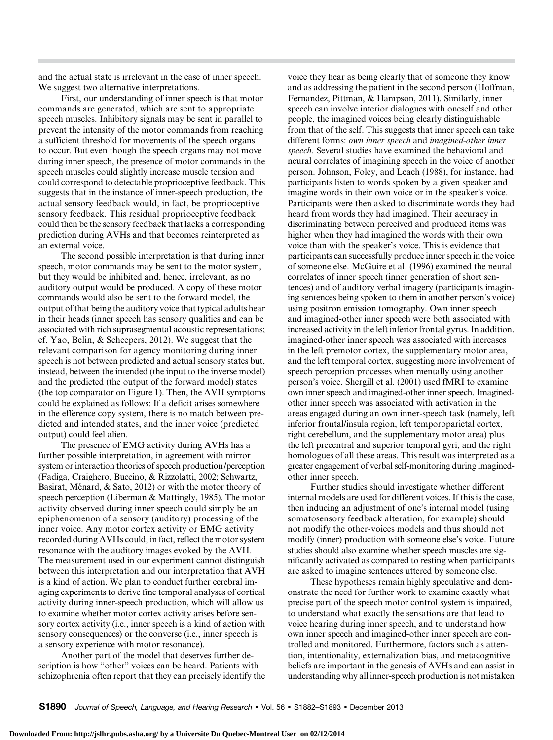and the actual state is irrelevant in the case of inner speech. We suggest two alternative interpretations.

First, our understanding of inner speech is that motor commands are generated, which are sent to appropriate speech muscles. Inhibitory signals may be sent in parallel to prevent the intensity of the motor commands from reaching a sufficient threshold for movements of the speech organs to occur. But even though the speech organs may not move during inner speech, the presence of motor commands in the speech muscles could slightly increase muscle tension and could correspond to detectable proprioceptive feedback. This suggests that in the instance of inner-speech production, the actual sensory feedback would, in fact, be proprioceptive sensory feedback. This residual proprioceptive feedback could then be the sensory feedback that lacks a corresponding prediction during AVHs and that becomes reinterpreted as an external voice.

The second possible interpretation is that during inner speech, motor commands may be sent to the motor system, but they would be inhibited and, hence, irrelevant, as no auditory output would be produced. A copy of these motor commands would also be sent to the forward model, the output of that being the auditory voice that typical adults hear in their heads (inner speech has sensory qualities and can be associated with rich suprasegmental acoustic representations; cf. Yao, Belin, & Scheepers, 2012). We suggest that the relevant comparison for agency monitoring during inner speech is not between predicted and actual sensory states but, instead, between the intended (the input to the inverse model) and the predicted (the output of the forward model) states (the top comparator on Figure 1). Then, the AVH symptoms could be explained as follows: If a deficit arises somewhere in the efference copy system, there is no match between predicted and intended states, and the inner voice (predicted output) could feel alien.

The presence of EMG activity during AVHs has a further possible interpretation, in agreement with mirror system or interaction theories of speech production/perception (Fadiga, Craighero, Buccino, & Rizzolatti, 2002; Schwartz, Basirat, Ménard, & Sato, 2012) or with the motor theory of speech perception (Liberman & Mattingly, 1985). The motor activity observed during inner speech could simply be an epiphenomenon of a sensory (auditory) processing of the inner voice. Any motor cortex activity or EMG activity recorded during AVHs could, in fact, reflect the motor system resonance with the auditory images evoked by the AVH. The measurement used in our experiment cannot distinguish between this interpretation and our interpretation that AVH is a kind of action. We plan to conduct further cerebral imaging experiments to derive fine temporal analyses of cortical activity during inner-speech production, which will allow us to examine whether motor cortex activity arises before sensory cortex activity (i.e., inner speech is a kind of action with sensory consequences) or the converse (i.e., inner speech is a sensory experience with motor resonance).

Another part of the model that deserves further description is how "other" voices can be heard. Patients with schizophrenia often report that they can precisely identify the voice they hear as being clearly that of someone they know and as addressing the patient in the second person (Hoffman, Fernandez, Pittman, & Hampson, 2011). Similarly, inner speech can involve interior dialogues with oneself and other people, the imagined voices being clearly distinguishable from that of the self. This suggests that inner speech can take different forms: *own inner speech* and *imagined-other inner speech.* Several studies have examined the behavioral and neural correlates of imagining speech in the voice of another person. Johnson, Foley, and Leach (1988), for instance, had participants listen to words spoken by a given speaker and imagine words in their own voice or in the speaker's voice. Participants were then asked to discriminate words they had heard from words they had imagined. Their accuracy in discriminating between perceived and produced items was higher when they had imagined the words with their own voice than with the speaker's voice. This is evidence that participants can successfully produce inner speech in the voice of someone else. McGuire et al. (1996) examined the neural correlates of inner speech (inner generation of short sentences) and of auditory verbal imagery (participants imagining sentences being spoken to them in another person's voice) using positron emission tomography. Own inner speech and imagined-other inner speech were both associated with increased activity in the left inferior frontal gyrus. In addition, imagined-other inner speech was associated with increases in the left premotor cortex, the supplementary motor area, and the left temporal cortex, suggesting more involvement of speech perception processes when mentally using another person's voice. Shergill et al. (2001) used fMRI to examine own inner speech and imagined-other inner speech. Imagined-other inner speech was associated with activation in the areas engaged during an own inner-speech task (namely, left inferior frontal/insula region, left temporoparietal cortex, right cerebellum, and the supplementary motor area) plus the left precentral and superior temporal gyri, and the right homologues of all these areas. This result was interpreted as a greater engagement of verbal self-monitoring during imagined-other inner speech.

Further studies should investigate whether different internal models are used for different voices. If this is the case, then inducing an adjustment of one's internal model (using somatosensory feedback alteration, for example) should not modify the other-voices models and thus should not modify (inner) production with someone else's voice. Future studies should also examine whether speech muscles are significantly activated as compared to resting when participants are asked to imagine sentences uttered by someone else.

These hypotheses remain highly speculative and demonstrate the need for further work to examine exactly what precise part of the speech motor control system is impaired, to understand what exactly the sensations are that lead to voice hearing during inner speech, and to understand how own inner speech and imagined-other inner speech are controlled and monitored. Furthermore, factors such as attention, intentionality, externalization bias, and metacognitive beliefs are important in the genesis of AVHs and can assist in understanding why all inner-speech production is not mistaken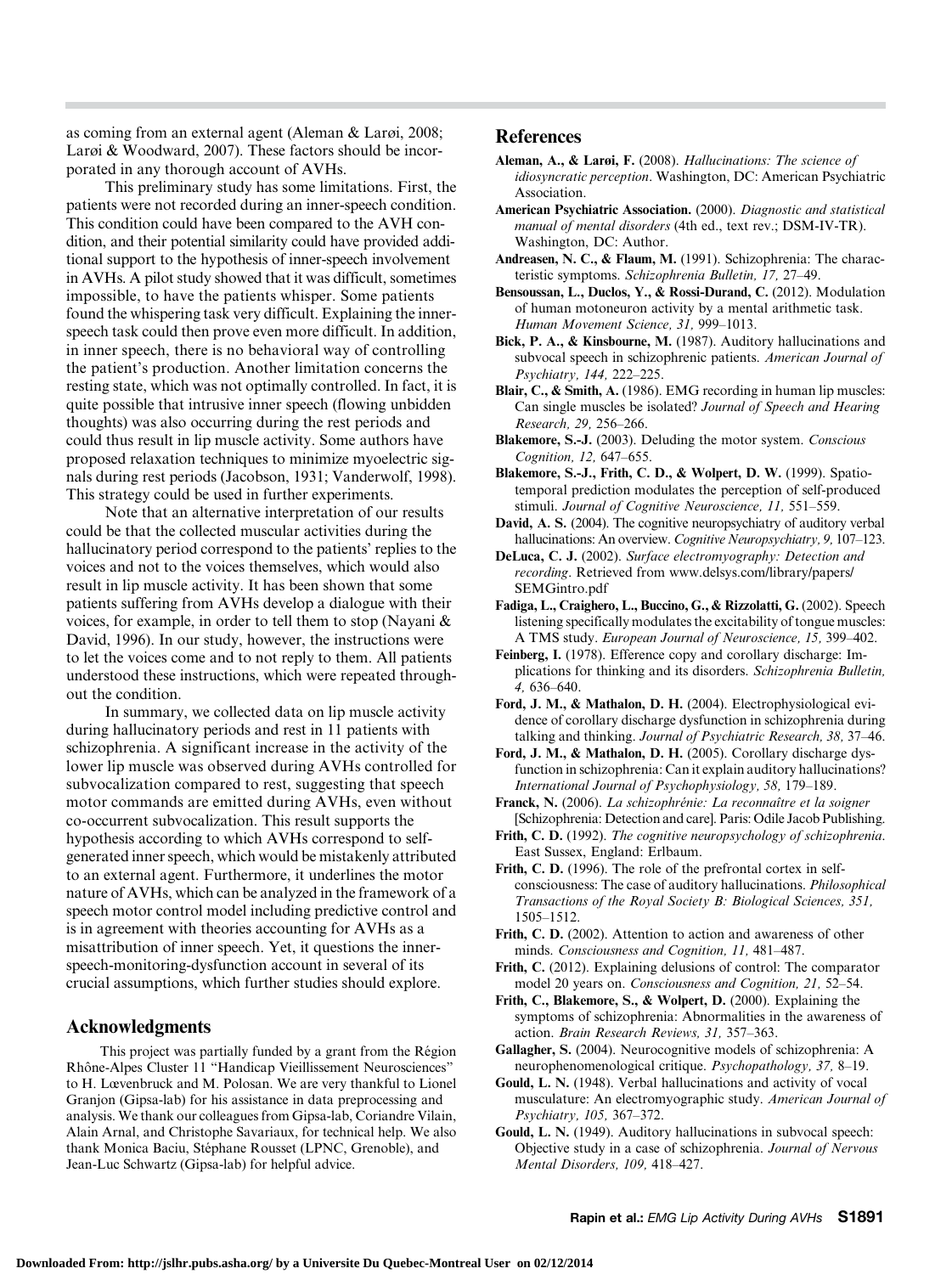as coming from an external agent (Aleman & Larøi, 2008; Larøi & Woodward, 2007). These factors should be incorporated in any thorough account of AVHs.

This preliminary study has some limitations. First, the patients were not recorded during an inner-speech condition. This condition could have been compared to the AVH condition, and their potential similarity could have provided additional support to the hypothesis of inner-speech involvement in AVHs. A pilot study showed that it was difficult, sometimes impossible, to have the patients whisper. Some patients found the whispering task very difficult. Explaining the inner-speech task could then prove even more difficult. In addition, in inner speech, there is no behavioral way of controlling the patient's production. Another limitation concerns the resting state, which was not optimally controlled. In fact, it is quite possible that intrusive inner speech (flowing unbidden thoughts) was also occurring during the rest periods and could thus result in lip muscle activity. Some authors have proposed relaxation techniques to minimize myoelectric signals during rest periods (Jacobson, 1931; Vanderwolf, 1998). This strategy could be used in further experiments.

Note that an alternative interpretation of our results could be that the collected muscular activities during the hallucinatory period correspond to the patients' replies to the voices and not to the voices themselves, which would also result in lip muscle activity. It has been shown that some patients suffering from AVHs develop a dialogue with their voices, for example, in order to tell them to stop (Nayani & David, 1996). In our study, however, the instructions were to let the voices come and to not reply to them. All patients understood these instructions, which were repeated throughout the condition.

In summary, we collected data on lip muscle activity during hallucinatory periods and rest in 11 patients with schizophrenia. A significant increase in the activity of the lower lip muscle was observed during AVHs controlled for subvocalization compared to rest, suggesting that speech motor commands are emitted during AVHs, even without co-occurrent subvocalization. This result supports the hypothesis according to which AVHs correspond to self-generated inner speech, which would be mistakenly attributed to an external agent. Furthermore, it underlines the motor nature of AVHs, which can be analyzed in the framework of a speech motor control model including predictive control and is in agreement with theories accounting for AVHs as a misattribution of inner speech. Yet, it questions the inner-speech-monitoring-dysfunction account in several of its crucial assumptions, which further studies should explore.

## Acknowledgments

This project was partially funded by a grant from the Région Rhône-Alpes Cluster 11 "Handicap Vieillissement Neurosciences" to H. Lœvenbruck and M. Polosan. We are very thankful to Lionel Granjon (Gipsa-lab) for his assistance in data preprocessing and analysis. We thank our colleagues from Gipsa-lab, Coriandre Vilain, Alain Arnal, and Christophe Savariaux, for technical help. We also thank Monica Baciu, Stéphane Rousset (LPNC, Grenoble), and Jean-Luc Schwartz (Gipsa-lab) for helpful advice.

## References

**Aleman, A., & Larøi, F.** (2008). *Hallucinations: The science of idiosyncratic perception*. Washington, DC: American Psychiatric Association.

**American Psychiatric Association.** (2000). *Diagnostic and statistical manual of mental disorders* (4th ed., text rev.; DSM-IV-TR). Washington, DC: Author.

**Andreasen, N. C., & Flaum, M.** (1991). Schizophrenia: The characteristic symptoms. *Schizophrenia Bulletin, 17,* 27–49.

**Bensoussan, L., Duclos, Y., & Rossi-Durand, C.** (2012). Modulation of human motoneuron activity by a mental arithmetic task. *Human Movement Science, 31,* 999–1013.

**Bick, P. A., & Kinsbourne, M.** (1987). Auditory hallucinations and subvocal speech in schizophrenic patients. *American Journal of Psychiatry, 144,* 222–225.

**Blair, C., & Smith, A.** (1986). EMG recording in human lip muscles: Can single muscles be isolated? *Journal of Speech and Hearing Research, 29,* 256–266.

**Blakemore, S.-J.** (2003). Deluding the motor system. *Conscious Cognition, 12,* 647–655.

**Blakemore, S.-J., Frith, C. D., & Wolpert, D. W.** (1999). Spatiotemporal prediction modulates the perception of self-produced stimuli. *Journal of Cognitive Neuroscience, 11,* 551–559.

**David, A. S.** (2004). The cognitive neuropsychiatry of auditory verbal hallucinations: An overview. *Cognitive Neuropsychiatry, 9,* 107–123.

**DeLuca, C. J.** (2002). *Surface electromyography: Detection and recording*. Retrieved from www.delsys.com/library/papers/SEMGintro.pdf

**Fadiga, L., Craighero, L., Buccino, G., & Rizzolatti, G.** (2002). Speech listening specifically modulates the excitability of tongue muscles: A TMS study. *European Journal of Neuroscience, 15,* 399–402.

**Feinberg, I.** (1978). Efference copy and corollary discharge: Implications for thinking and its disorders. *Schizophrenia Bulletin, 4,* 636–640.

**Ford, J. M., & Mathalon, D. H.** (2004). Electrophysiological evidence of corollary discharge dysfunction in schizophrenia during talking and thinking. *Journal of Psychiatric Research, 38,* 37–46.

**Ford, J. M., & Mathalon, D. H.** (2005). Corollary discharge dysfunction in schizophrenia: Can it explain auditory hallucinations? *International Journal of Psychophysiology, 58,* 179–189.

**Franck, N.** (2006). *La schizophrénie: La reconnaître et la soigner* [Schizophrenia: Detection and care]. Paris: Odile Jacob Publishing.

**Frith, C. D.** (1992). *The cognitive neuropsychology of schizophrenia*. East Sussex, England: Erlbaum.

**Frith, C. D.** (1996). The role of the prefrontal cortex in self-consciousness: The case of auditory hallucinations. *Philosophical Transactions of the Royal Society B: Biological Sciences, 351,* 1505–1512.

**Frith, C. D.** (2002). Attention to action and awareness of other minds. *Consciousness and Cognition, 11,* 481–487.

**Frith, C.** (2012). Explaining delusions of control: The comparator model 20 years on. *Consciousness and Cognition, 21,* 52–54.

**Frith, C., Blakemore, S., & Wolpert, D.** (2000). Explaining the symptoms of schizophrenia: Abnormalities in the awareness of action. *Brain Research Reviews, 31,* 357–363.

**Gallagher, S.** (2004). Neurocognitive models of schizophrenia: A neurophenomenological critique. *Psychopathology, 37,* 8–19.

**Gould, L. N.** (1948). Verbal hallucinations and activity of vocal musculature: An electromyographic study. *American Journal of Psychiatry, 105,* 367–372.

**Gould, L. N.** (1949). Auditory hallucinations in subvocal speech: Objective study in a case of schizophrenia. *Journal of Nervous Mental Disorders, 109,* 418–427.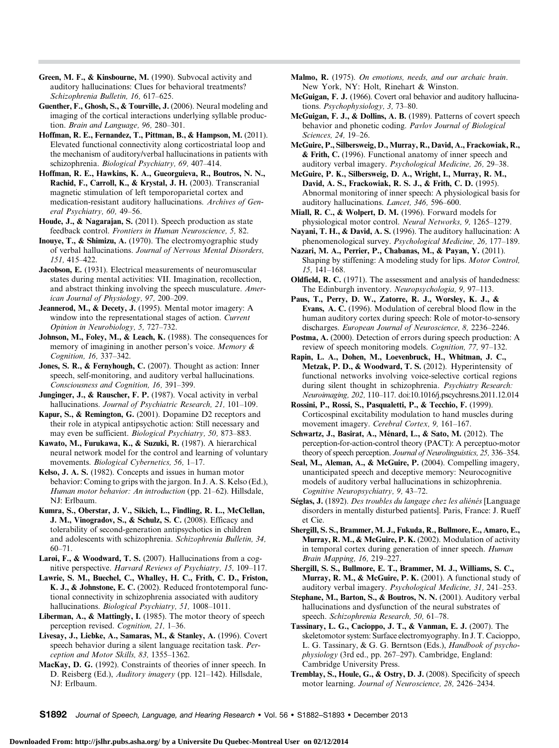**Green, M. F., & Kinsbourne, M.** (1990). Subvocal activity and auditory hallucinations: Clues for behavioral treatments? *Schizophrenia Bulletin, 16,* 617–625.

**Guenther, F., Ghosh, S., & Tourville, J.** (2006). Neural modeling and imaging of the cortical interactions underlying syllable production. *Brain and Language, 96,* 280–301.

**Hoffman, R. E., Fernandez, T., Pittman, B., & Hampson, M.** (2011). Elevated functional connectivity along corticostriatal loop and the mechanism of auditory/verbal hallucinations in patients with schizophrenia. *Biological Psychiatry, 69,* 407–414.

**Hoffman, R. E., Hawkins, K. A., Gueorguieva, R., Boutros, N. N., Rachid, F., Carroll, K., & Krystal, J. H.** (2003). Transcranial magnetic stimulation of left temporoparietal cortex and medication-resistant auditory hallucinations. *Archives of General Psychiatry, 60,* 49–56.

**Houde, J., & Nagarajan, S.** (2011). Speech production as state feedback control. *Frontiers in Human Neuroscience, 5,* 82.

**Inouye, T., & Shimizu, A.** (1970). The electromyographic study of verbal hallucinations. *Journal of Nervous Mental Disorders, 151,* 415–422.

**Jacobson, E.** (1931). Electrical measurements of neuromuscular states during mental activities: VII. Imagination, recollection, and abstract thinking involving the speech musculature. *American Journal of Physiology, 97,* 200–209.

**Jeannerod, M., & Decety, J.** (1995). Mental motor imagery: A window into the representational stages of action. *Current Opinion in Neurobiology, 5,* 727–732.

**Johnson, M., Foley, M., & Leach, K.** (1988). The consequences for memory of imagining in another person's voice. *Memory & Cognition, 16,* 337–342.

**Jones, S. R., & Fernyhough, C.** (2007). Thought as action: Inner speech, self-monitoring, and auditory verbal hallucinations. *Consciousness and Cognition, 16,* 391–399.

**Junginger, J., & Rauscher, F. P.** (1987). Vocal activity in verbal hallucinations. *Journal of Psychiatric Research, 21,* 101–109.

**Kapur, S., & Remington, G.** (2001). Dopamine D2 receptors and their role in atypical antipsychotic action: Still necessary and may even be sufficient. *Biological Psychiatry, 50,* 873–883.

**Kawato, M., Furukawa, K., & Suzuki, R.** (1987). A hierarchical neural network model for the control and learning of voluntary movements. *Biological Cybernetics, 56,* 1–17.

**Kelso, J. A. S.** (1982). Concepts and issues in human motor behavior: Coming to grips with the jargon. In J. A. S. Kelso (Ed.), *Human motor behavior: An introduction* (pp. 21–62). Hillsdale, NJ: Erlbaum.

**Kumra, S., Oberstar, J. V., Sikich, L., Findling, R. L., McClellan, J. M., Vinogradov, S., & Schulz, S. C.** (2008). Efficacy and tolerability of second-generation antipsychotics in children and adolescents with schizophrenia. *Schizophrenia Bulletin, 34,* 60–71.

**Larøi, F., & Woodward, T. S.** (2007). Hallucinations from a cognitive perspective. *Harvard Reviews of Psychiatry, 15,* 109–117.

**Lawrie, S. M., Buechel, C., Whalley, H. C., Frith, C. D., Friston, K. J., & Johnstone, E. C.** (2002). Reduced frontotemporal functional connectivity in schizophrenia associated with auditory hallucinations. *Biological Psychiatry, 51,* 1008–1011.

**Liberman, A., & Mattingly, I.** (1985). The motor theory of speech perception revised. *Cognition, 21,* 1–36.

**Livesay, J., Liebke, A., Samaras, M., & Stanley, A.** (1996). Covert speech behavior during a silent language recitation task. *Perception and Motor Skills, 83,* 1355–1362.

**MacKay, D. G.** (1992). Constraints of theories of inner speech. In D. Reisberg (Ed.), *Auditory imagery* (pp. 121–142). Hillsdale, NJ: Erlbaum.

**Malmo, R.** (1975). *On emotions, needs, and our archaic brain.* New York, NY: Holt, Rinehart & Winston.

**McGuigan, F. J.** (1966). Covert oral behavior and auditory hallucinations. *Psychophysiology, 3,* 73–80.

**McGuigan, F. J., & Dollins, A. B.** (1989). Patterns of covert speech behavior and phonetic coding. *Pavlov Journal of Biological Sciences, 24,* 19–26.

**McGuire, P., Silbersweig, D., Murray, R., David, A., Frackowiak, R., & Frith, C.** (1996). Functional anatomy of inner speech and auditory verbal imagery. *Psychological Medicine, 26,* 29–38.

**McGuire, P. K., Silbersweig, D. A., Wright, I., Murray, R. M., David, A. S., Frackowiak, R. S. J., & Frith, C. D.** (1995). Abnormal monitoring of inner speech: A physiological basis for auditory hallucinations. *Lancet, 346,* 596–600.

**Miall, R. C., & Wolpert, D. M.** (1996). Forward models for physiological motor control. *Neural Networks, 9,* 1265–1279.

**Nayani, T. H., & David, A. S.** (1996). The auditory hallucination: A phenomenological survey. *Psychological Medicine, 26,* 177–189.

**Nazari, M. A., Perrier, P., Chabanas, M., & Payan, Y.** (2011). Shaping by stiffening: A modeling study for lips. *Motor Control, 15,* 141–168.

**Oldfield, R. C.** (1971). The assessment and analysis of handedness: The Edinburgh inventory. *Neuropsychologia, 9,* 97–113.

**Paus, T., Perry, D. W., Zatorre, R. J., Worsley, K. J., & Evans, A. C.** (1996). Modulation of cerebral blood flow in the human auditory cortex during speech: Role of motor-to-sensory discharges. *European Journal of Neuroscience, 8,* 2236–2246.

**Postma, A.** (2000). Detection of errors during speech production: A review of speech monitoring models. *Cognition, 77,* 97–132.

**Rapin, L. A., Dohen, M., Loevenbruck, H., Whitman, J. C., Metzak, P. D., & Woodward, T. S.** (2012). Hyperintensity of functional networks involving voice-selective cortical regions during silent thought in schizophrenia. *Psychiatry Research: Neuroimaging, 202,* 110–117. doi:10.1016/j.pscychresns.2011.12.014

**Rossini, P., Rossi, S., Pasqualetti, P., & Tecchio, F.** (1999). Corticospinal excitability modulation to hand muscles during movement imagery. *Cerebral Cortex, 9,* 161–167.

**Schwartz, J., Basirat, A., Ménard, L., & Sato, M.** (2012). The perception-for-action-control theory (PACT): A perceptuo-motor theory of speech perception. *Journal of Neurolinguistics, 25,* 336–354.

**Seal, M., Aleman, A., & McGuire, P.** (2004). Compelling imagery, unanticipated speech and deceptive memory: Neurocognitive models of auditory verbal hallucinations in schizophrenia. *Cognitive Neuropsychiatry, 9,* 43–72.

**Séglas, J.** (1892). *Des troubles du langage chez les aliénés* [Language disorders in mentally disturbed patients]. Paris, France: J. Rueff et Cie.

**Shergill, S. S., Brammer, M. J., Fukuda, R., Bullmore, E., Amaro, E., Murray, R. M., & McGuire, P. K.** (2002). Modulation of activity in temporal cortex during generation of inner speech. *Human Brain Mapping, 16,* 219–227.

**Shergill, S. S., Bullmore, E. T., Brammer, M. J., Williams, S. C., Murray, R. M., & McGuire, P. K.** (2001). A functional study of auditory verbal imagery. *Psychological Medicine, 31,* 241–253.

**Stephane, M., Barton, S., & Boutros, N. N.** (2001). Auditory verbal hallucinations and dysfunction of the neural substrates of speech. *Schizophrenia Research, 50,* 61–78.

**Tassinary, L. G., Cacioppo, J. T., & Vanman, E. J.** (2007). The skeletomotor system: Surface electromyography. In J. T. Cacioppo, L. G. Tassinary, & G. G. Berntson (Eds.), *Handbook of psychophysiology* (3rd ed., pp. 267–297). Cambridge, England: Cambridge University Press.

**Tremblay, S., Houle, G., & Ostry, D. J.** (2008). Specificity of speech motor learning. *Journal of Neuroscience, 28,* 2426–2434.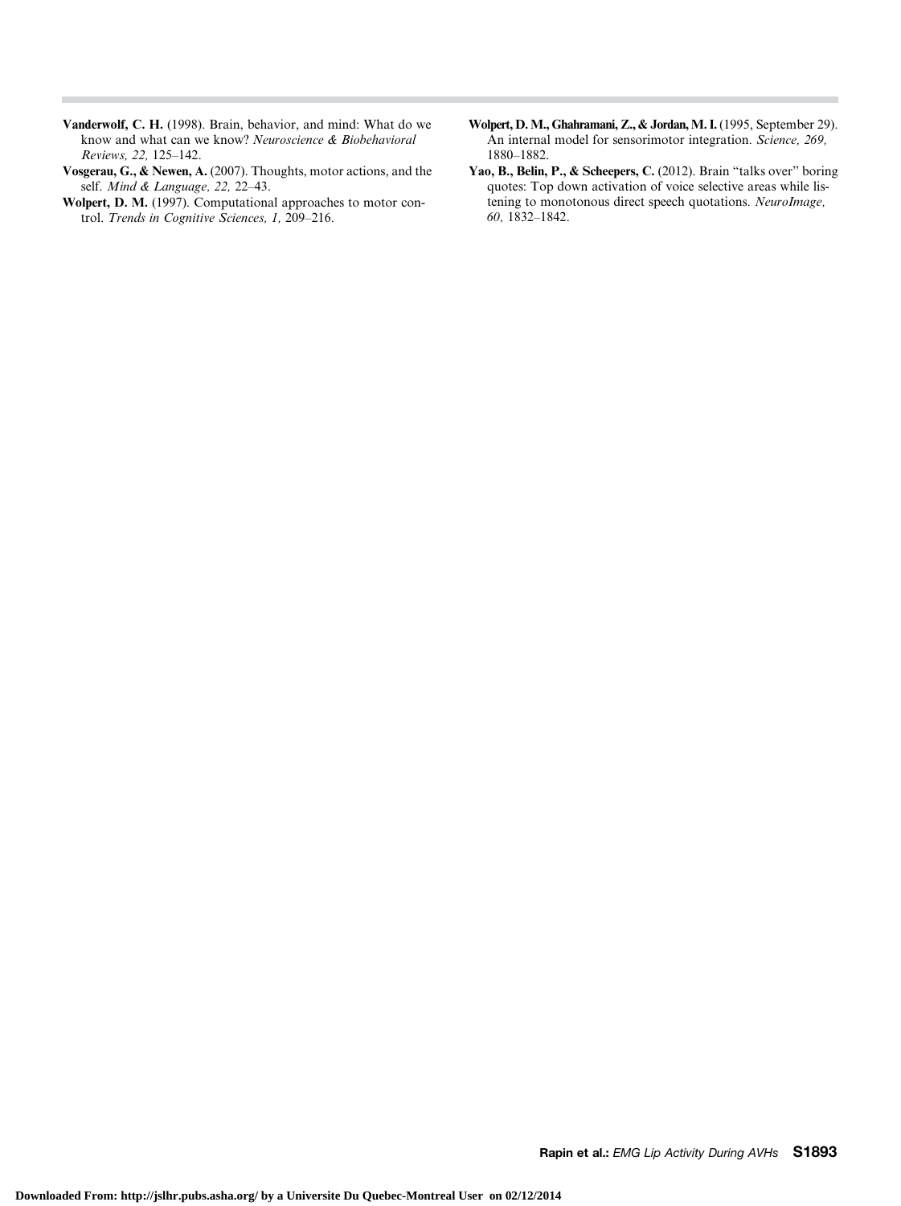**Vanderwolf, C. H.** (1998). Brain, behavior, and mind: What do we know and what can we know? *Neuroscience & Biobehavioral Reviews, 22,* 125–142.

**Vosgerau, G., & Newen, A.** (2007). Thoughts, motor actions, and the self. *Mind & Language, 22,* 22–43.

**Wolpert, D. M.** (1997). Computational approaches to motor control. *Trends in Cognitive Sciences, 1,* 209–216.

**Wolpert, D. M., Ghahramani, Z., & Jordan, M. I.** (1995, September 29). An internal model for sensorimotor integration. *Science, 269,* 1880–1882.

**Yao, B., Belin, P., & Scheepers, C.** (2012). Brain "talks over" boring quotes: Top down activation of voice selective areas while listening to monotonous direct speech quotations. *NeuroImage, 60,* 1832–1842.